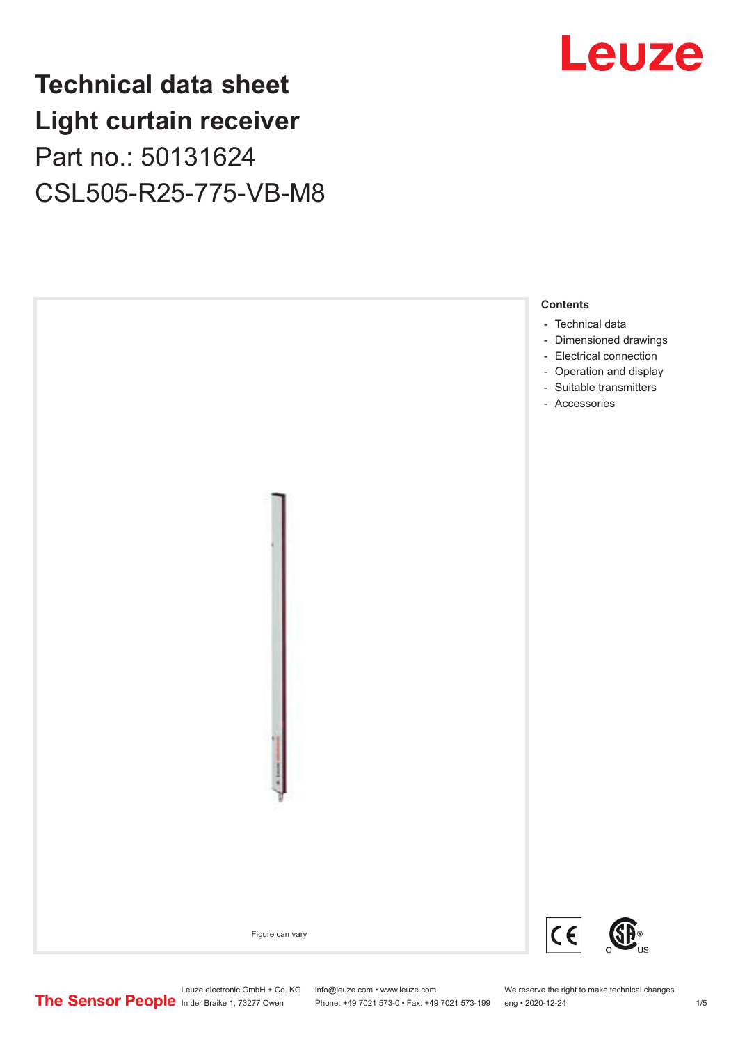# Technical data sheet
# Light curtain receiver

Part no.: 50131624

CSL505-R25-775-VB-M8

Figure can vary

**Contents**

- Technical data
- Dimensioned drawings
- Electrical connection
- Operation and display
- Suitable transmitters
- Accessories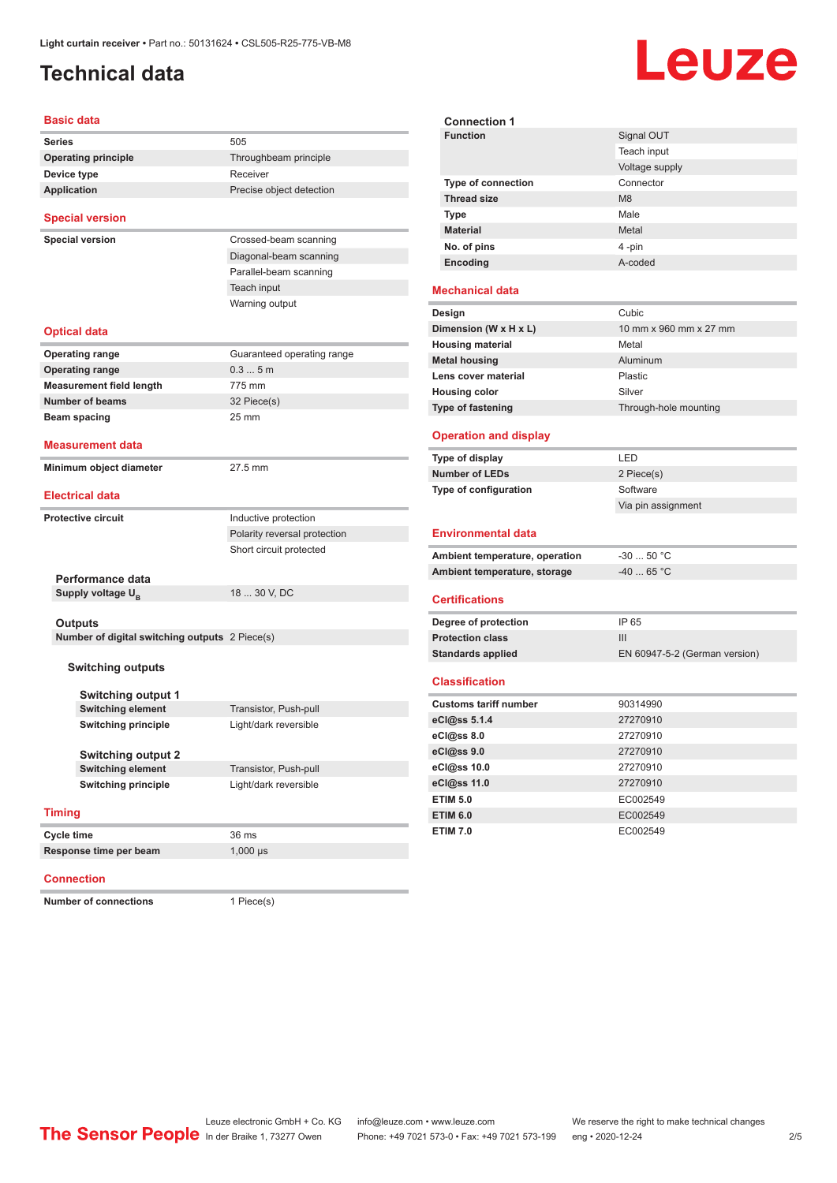Light curtain receiver • Part no.: 50131624 • CSL505-R25-775-VB-M8

# Technical data

## Basic data

| | |
|---|---|
| **Series** | 505 |
| **Operating principle** | Throughbeam principle |
| **Device type** | Receiver |
| **Application** | Precise object detection |

## Special version

| | |
|---|---|
| **Special version** | Crossed-beam scanning |
| | Diagonal-beam scanning |
| | Parallel-beam scanning |
| | Teach input |
| | Warning output |

## Optical data

| | |
|---|---|
| **Operating range** | Guaranteed operating range |
| **Operating range** | 0.3 ... 5 m |
| **Measurement field length** | 775 mm |
| **Number of beams** | 32 Piece(s) |
| **Beam spacing** | 25 mm |

## Measurement data

| | |
|---|---|
| **Minimum object diameter** | 27.5 mm |

## Electrical data

| | |
|---|---|
| **Protective circuit** | Inductive protection |
| | Polarity reversal protection |
| | Short circuit protected |

### Performance data

| | |
|---|---|
| **Supply voltage $U_B$** | 18 ... 30 V, DC |

### Outputs

| | |
|---|---|
| **Number of digital switching outputs** | 2 Piece(s) |

#### Switching outputs

##### Switching output 1

| | |
|---|---|
| **Switching element** | Transistor, Push-pull |
| **Switching principle** | Light/dark reversible |

##### Switching output 2

| | |
|---|---|
| **Switching element** | Transistor, Push-pull |
| **Switching principle** | Light/dark reversible |

## Timing

| | |
|---|---|
| **Cycle time** | 36 ms |
| **Response time per beam** | 1,000 µs |

## Connection

| | |
|---|---|
| **Number of connections** | 1 Piece(s) |

### Connection 1

| | |
|---|---|
| **Function** | Signal OUT |
| | Teach input |
| | Voltage supply |
| **Type of connection** | Connector |
| **Thread size** | M8 |
| **Type** | Male |
| **Material** | Metal |
| **No. of pins** | 4 -pin |
| **Encoding** | A-coded |

## Mechanical data

| | |
|---|---|
| **Design** | Cubic |
| **Dimension (W x H x L)** | 10 mm x 960 mm x 27 mm |
| **Housing material** | Metal |
| **Metal housing** | Aluminum |
| **Lens cover material** | Plastic |
| **Housing color** | Silver |
| **Type of fastening** | Through-hole mounting |

## Operation and display

| | |
|---|---|
| **Type of display** | LED |
| **Number of LEDs** | 2 Piece(s) |
| **Type of configuration** | Software |
| | Via pin assignment |

## Environmental data

| | |
|---|---|
| **Ambient temperature, operation** | -30 ... 50 °C |
| **Ambient temperature, storage** | -40 ... 65 °C |

## Certifications

| | |
|---|---|
| **Degree of protection** | IP 65 |
| **Protection class** | III |
| **Standards applied** | EN 60947-5-2 (German version) |

## Classification

| | |
|---|---|
| **Customs tariff number** | 90314990 |
| **eCl@ss 5.1.4** | 27270910 |
| **eCl@ss 8.0** | 27270910 |
| **eCl@ss 9.0** | 27270910 |
| **eCl@ss 10.0** | 27270910 |
| **eCl@ss 11.0** | 27270910 |
| **ETIM 5.0** | EC002549 |
| **ETIM 6.0** | EC002549 |
| **ETIM 7.0** | EC002549 |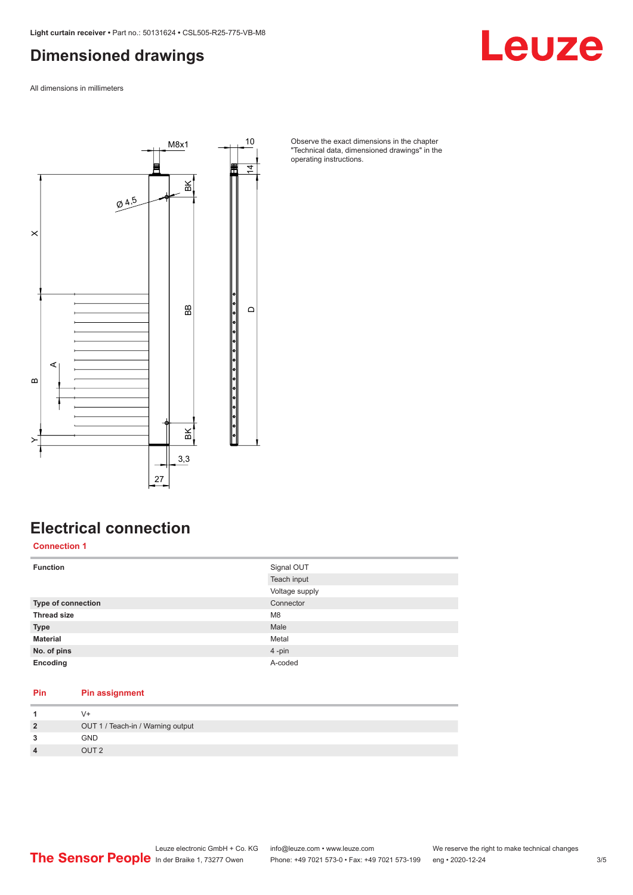# Dimensioned drawings

All dimensions in millimeters

Observe the exact dimensions in the chapter "Technical data, dimensioned drawings" in the operating instructions.

# Electrical connection

## Connection 1

| | |
|---|---|
| **Function** | Signal OUT |
| | Teach input |
| | Voltage supply |
| **Type of connection** | Connector |
| **Thread size** | M8 |
| **Type** | Male |
| **Material** | Metal |
| **No. of pins** | 4 -pin |
| **Encoding** | A-coded |

| Pin | Pin assignment |
|---|---|
| **1** | V+ |
| **2** | OUT 1 / Teach-in / Warning output |
| **3** | GND |
| **4** | OUT 2 |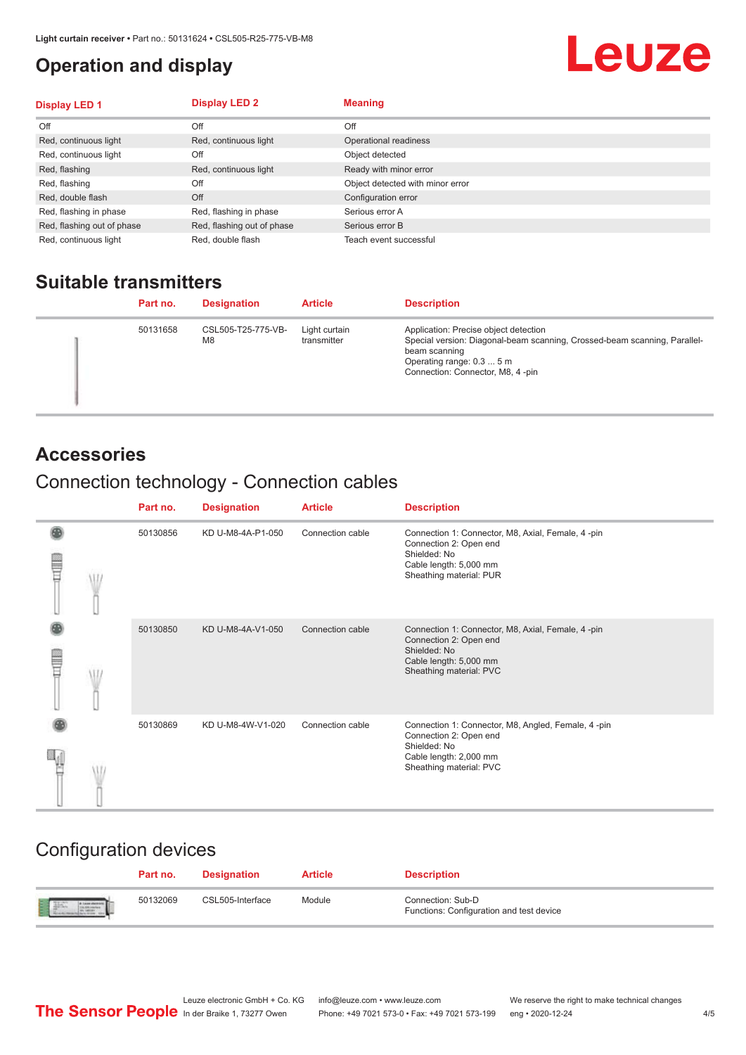# Operation and display

| Display LED 1 | Display LED 2 | Meaning |
|---|---|---|
| Off | Off | Off |
| Red, continuous light | Red, continuous light | Operational readiness |
| Red, continuous light | Off | Object detected |
| Red, flashing | Red, continuous light | Ready with minor error |
| Red, flashing | Off | Object detected with minor error |
| Red, double flash | Off | Configuration error |
| Red, flashing in phase | Red, flashing in phase | Serious error A |
| Red, flashing out of phase | Red, flashing out of phase | Serious error B |
| Red, continuous light | Red, double flash | Teach event successful |

## Suitable transmitters

| Part no. | Designation | Article | Description |
|---|---|---|---|
| 50131658 | CSL505-T25-775-VB-M8 | Light curtain transmitter | Application: Precise object detection<br>Special version: Diagonal-beam scanning, Crossed-beam scanning, Parallel-beam scanning<br>Operating range: 0.3 ... 5 m<br>Connection: Connector, M8, 4 -pin |

## Accessories

### Connection technology - Connection cables

| Part no. | Designation | Article | Description |
|---|---|---|---|
| 50130856 | KD U-M8-4A-P1-050 | Connection cable | Connection 1: Connector, M8, Axial, Female, 4 -pin<br>Connection 2: Open end<br>Shielded: No<br>Cable length: 5,000 mm<br>Sheathing material: PUR |
| 50130850 | KD U-M8-4A-V1-050 | Connection cable | Connection 1: Connector, M8, Axial, Female, 4 -pin<br>Connection 2: Open end<br>Shielded: No<br>Cable length: 5,000 mm<br>Sheathing material: PVC |
| 50130869 | KD U-M8-4W-V1-020 | Connection cable | Connection 1: Connector, M8, Angled, Female, 4 -pin<br>Connection 2: Open end<br>Shielded: No<br>Cable length: 2,000 mm<br>Sheathing material: PVC |

### Configuration devices

| Part no. | Designation | Article | Description |
|---|---|---|---|
| 50132069 | CSL505-Interface | Module | Connection: Sub-D<br>Functions: Configuration and test device |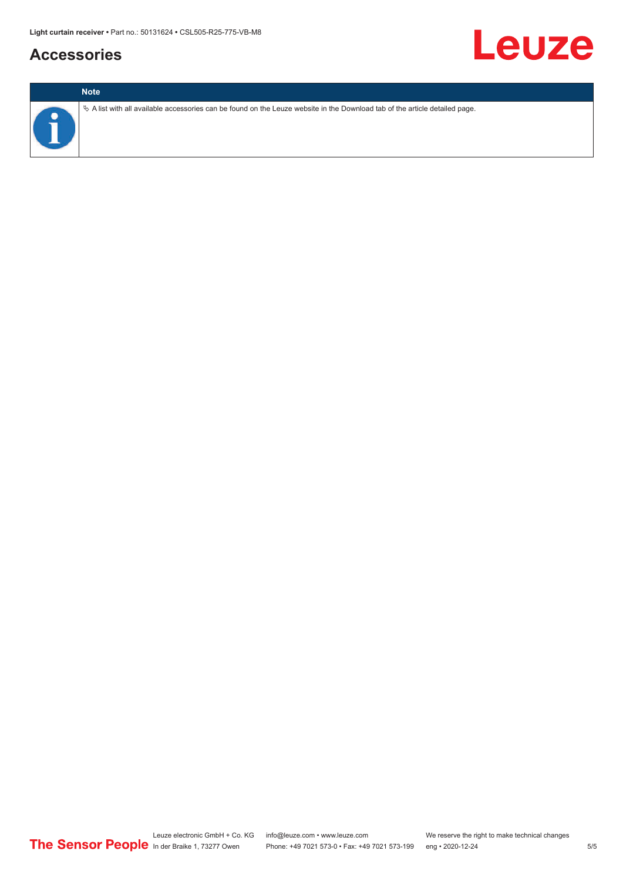## Accessories

| | Note |
|---|---|
| | ✎ A list with all available accessories can be found on the Leuze website in the Download tab of the article detailed page. |